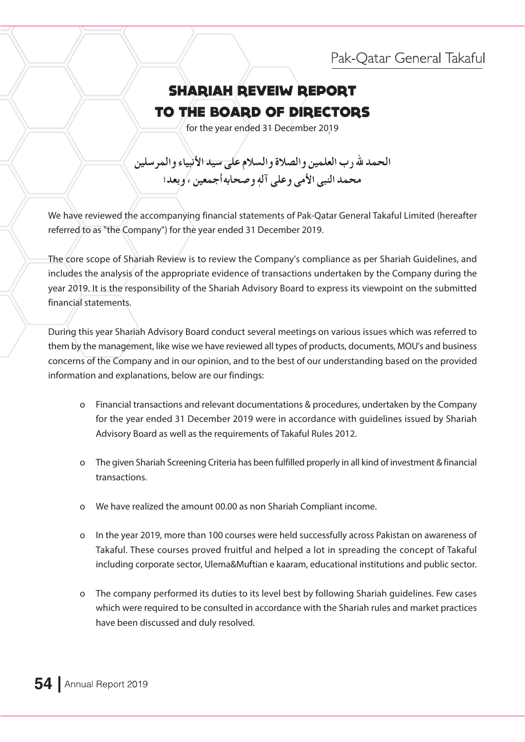# SHARIAH REVEIW REPORT TO THE BOARD OF DIRECTORS

for the year ended 31 December 2019

الحمد لله رب العلمين والصلاة والسلام على سيد الأنبياء والمرسلين
محمد النبى الأمى وعلى آلهٖ وصحابه أجمعين ، وبعد؛

We have reviewed the accompanying financial statements of Pak-Qatar General Takaful Limited (hereafter referred to as "the Company") for the year ended 31 December 2019.

The core scope of Shariah Review is to review the Company's compliance as per Shariah Guidelines, and includes the analysis of the appropriate evidence of transactions undertaken by the Company during the year 2019. It is the responsibility of the Shariah Advisory Board to express its viewpoint on the submitted financial statements.

During this year Shariah Advisory Board conduct several meetings on various issues which was referred to them by the management, like wise we have reviewed all types of products, documents, MOU's and business concerns of the Company and in our opinion, and to the best of our understanding based on the provided information and explanations, below are our findings:

- Financial transactions and relevant documentations & procedures, undertaken by the Company for the year ended 31 December 2019 were in accordance with guidelines issued by Shariah Advisory Board as well as the requirements of Takaful Rules 2012.

- The given Shariah Screening Criteria has been fulfilled properly in all kind of investment & financial transactions.

- We have realized the amount 00.00 as non Shariah Compliant income.

- In the year 2019, more than 100 courses were held successfully across Pakistan on awareness of Takaful. These courses proved fruitful and helped a lot in spreading the concept of Takaful including corporate sector, Ulema&Muftian e kaaram, educational institutions and public sector.

- The company performed its duties to its level best by following Shariah guidelines. Few cases which were required to be consulted in accordance with the Shariah rules and market practices have been discussed and duly resolved.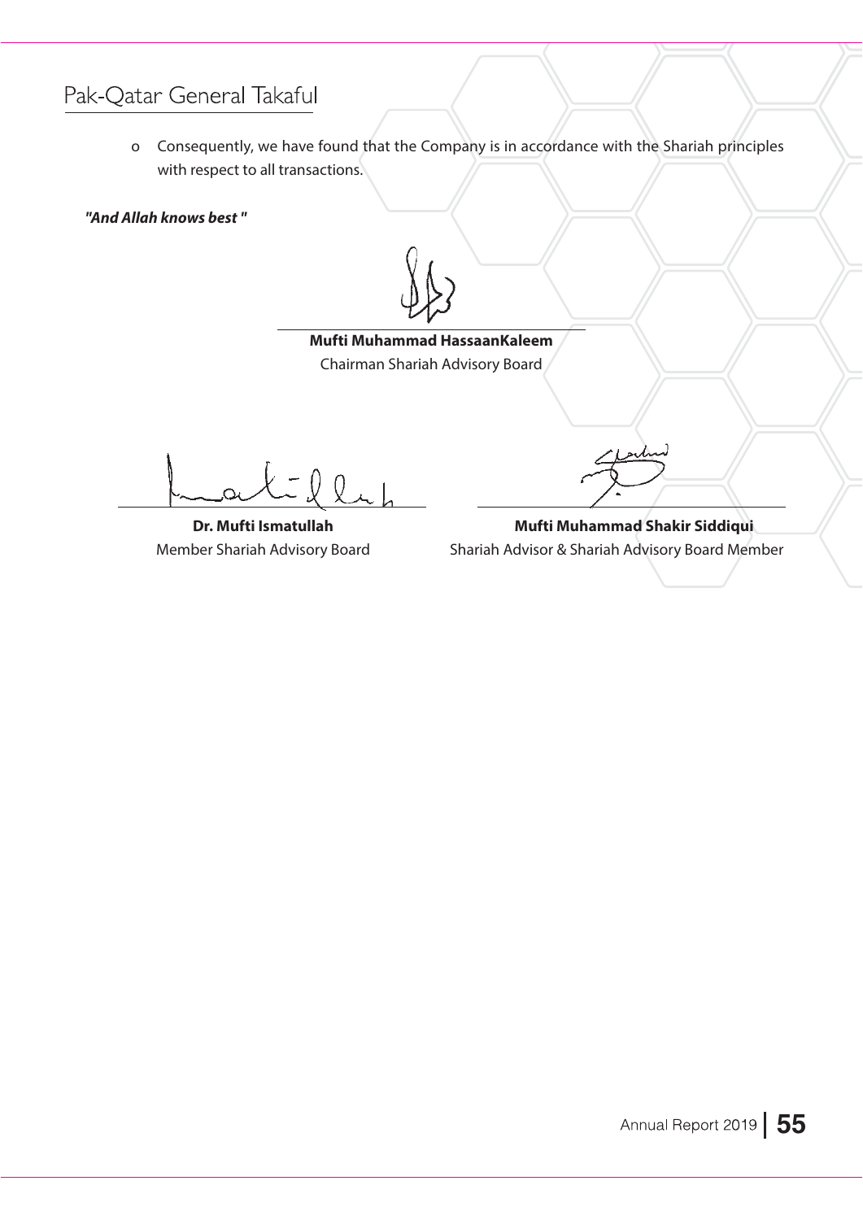- Consequently, we have found that the Company is in accordance with the Shariah principles with respect to all transactions.

***"And Allah knows best "***

**Mufti Muhammad HassaanKaleem**
Chairman Shariah Advisory Board

**Dr. Mufti Ismatullah**
Member Shariah Advisory Board

**Mufti Muhammad Shakir Siddiqui**
Shariah Advisor & Shariah Advisory Board Member